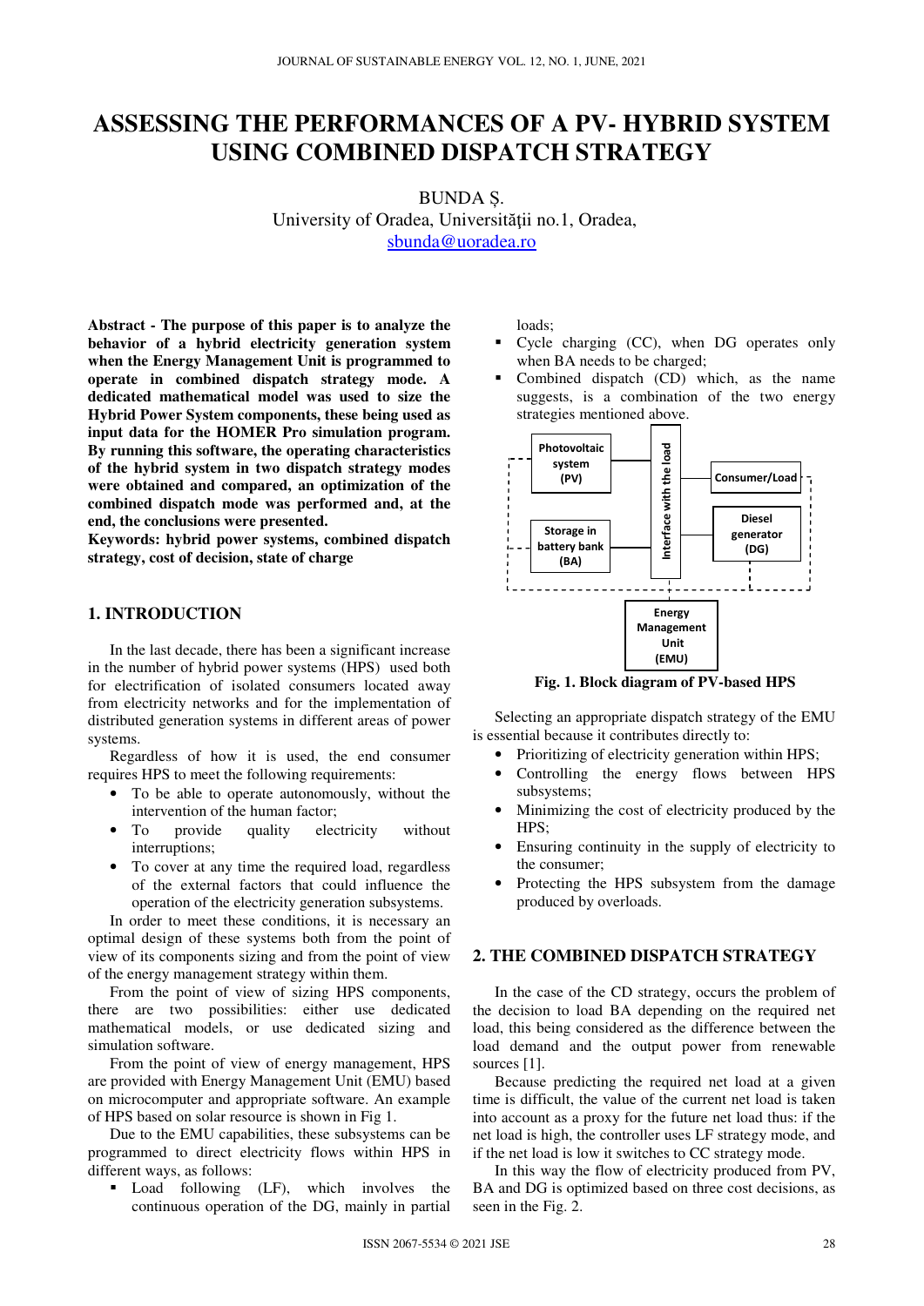# ASSESSING THE PERFORMANCES OF A PV- HYBRID SYSTEM USING COMBINED DISPATCH STRATEGY

BUNDA Ș.

University of Oradea, Universității no.1, Oradea,
sbunda@uoradea.ro

**Abstract - The purpose of this paper is to analyze the behavior of a hybrid electricity generation system when the Energy Management Unit is programmed to operate in combined dispatch strategy mode. A dedicated mathematical model was used to size the Hybrid Power System components, these being used as input data for the HOMER Pro simulation program. By running this software, the operating characteristics of the hybrid system in two dispatch strategy modes were obtained and compared, an optimization of the combined dispatch mode was performed and, at the end, the conclusions were presented.**

**Keywords: hybrid power systems, combined dispatch strategy, cost of decision, state of charge**

## 1. INTRODUCTION

In the last decade, there has been a significant increase in the number of hybrid power systems (HPS) used both for electrification of isolated consumers located away from electricity networks and for the implementation of distributed generation systems in different areas of power systems.

Regardless of how it is used, the end consumer requires HPS to meet the following requirements:

- To be able to operate autonomously, without the intervention of the human factor;
- To provide quality electricity without interruptions;
- To cover at any time the required load, regardless of the external factors that could influence the operation of the electricity generation subsystems.

In order to meet these conditions, it is necessary an optimal design of these systems both from the point of view of its components sizing and from the point of view of the energy management strategy within them.

From the point of view of sizing HPS components, there are two possibilities: either use dedicated mathematical models, or use dedicated sizing and simulation software.

From the point of view of energy management, HPS are provided with Energy Management Unit (EMU) based on microcomputer and appropriate software. An example of HPS based on solar resource is shown in Fig 1.

Due to the EMU capabilities, these subsystems can be programmed to direct electricity flows within HPS in different ways, as follows:

- Load following (LF), which involves the continuous operation of the DG, mainly in partial loads;
- Cycle charging (CC), when DG operates only when BA needs to be charged;
- Combined dispatch (CD) which, as the name suggests, is a combination of the two energy strategies mentioned above.

Photovoltaic system (PV) | Storage in battery bank (BA) | Interface with the load | Consumer/Load | Diesel generator (DG) | Energy Management Unit (EMU)

**Fig. 1. Block diagram of PV-based HPS**

Selecting an appropriate dispatch strategy of the EMU is essential because it contributes directly to:

- Prioritizing of electricity generation within HPS;
- Controlling the energy flows between HPS subsystems;
- Minimizing the cost of electricity produced by the HPS;
- Ensuring continuity in the supply of electricity to the consumer;
- Protecting the HPS subsystem from the damage produced by overloads.

## 2. THE COMBINED DISPATCH STRATEGY

In the case of the CD strategy, occurs the problem of the decision to load BA depending on the required net load, this being considered as the difference between the load demand and the output power from renewable sources [1].

Because predicting the required net load at a given time is difficult, the value of the current net load is taken into account as a proxy for the future net load thus: if the net load is high, the controller uses LF strategy mode, and if the net load is low it switches to CC strategy mode.

In this way the flow of electricity produced from PV, BA and DG is optimized based on three cost decisions, as seen in the Fig. 2.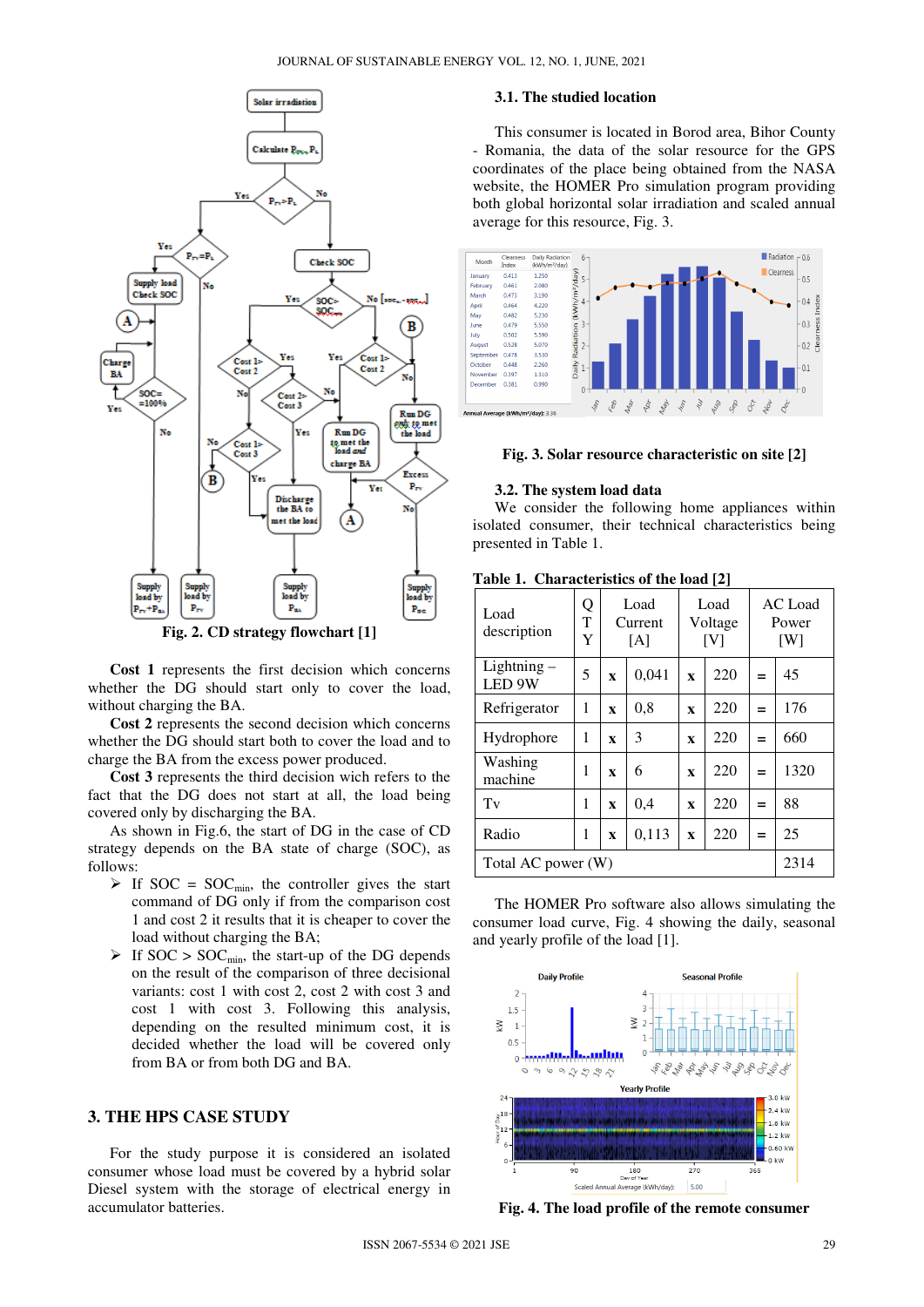Fig. 2. CD strategy flowchart [1]

**Cost 1** represents the first decision which concerns whether the DG should start only to cover the load, without charging the BA.

**Cost 2** represents the second decision which concerns whether the DG should start both to cover the load and to charge the BA from the excess power produced.

**Cost 3** represents the third decision wich refers to the fact that the DG does not start at all, the load being covered only by discharging the BA.

As shown in Fig.6, the start of DG in the case of CD strategy depends on the BA state of charge (SOC), as follows:

- If SOC = $SOC_{min}$, the controller gives the start command of DG only if from the comparison cost 1 and cost 2 it results that it is cheaper to cover the load without charging the BA;
- If SOC > $SOC_{min}$, the start-up of the DG depends on the result of the comparison of three decisional variants: cost 1 with cost 2, cost 2 with cost 3 and cost 1 with cost 3. Following this analysis, depending on the resulted minimum cost, it is decided whether the load will be covered only from BA or from both DG and BA.

## 3. THE HPS CASE STUDY

For the study purpose it is considered an isolated consumer whose load must be covered by a hybrid solar Diesel system with the storage of electrical energy in accumulator batteries.

### 3.1. The studied location

This consumer is located in Borod area, Bihor County - Romania, the data of the solar resource for the GPS coordinates of the place being obtained from the NASA website, the HOMER Pro simulation program providing both global horizontal solar irradiation and scaled annual average for this resource, Fig. 3.

Fig. 3. Solar resource characteristic on site [2]

### 3.2. The system load data

We consider the following home appliances within isolated consumer, their technical characteristics being presented in Table 1.

**Table 1. Characteristics of the load [2]**

| Load description | QTY | | Load Current [A] | | Load Voltage [V] | | AC Load Power [W] |
|---|---|---|---|---|---|---|---|
| Lightning – LED 9W | 5 | x | 0,041 | x | 220 | = | 45 |
| Refrigerator | 1 | x | 0,8 | x | 220 | = | 176 |
| Hydrophore | 1 | x | 3 | x | 220 | = | 660 |
| Washing machine | 1 | x | 6 | x | 220 | = | 1320 |
| Tv | 1 | x | 0,4 | x | 220 | = | 88 |
| Radio | 1 | x | 0,113 | x | 220 | = | 25 |
| Total AC power (W) | | | | | | | 2314 |

The HOMER Pro software also allows simulating the consumer load curve, Fig. 4 showing the daily, seasonal and yearly profile of the load [1].

Fig. 4. The load profile of the remote consumer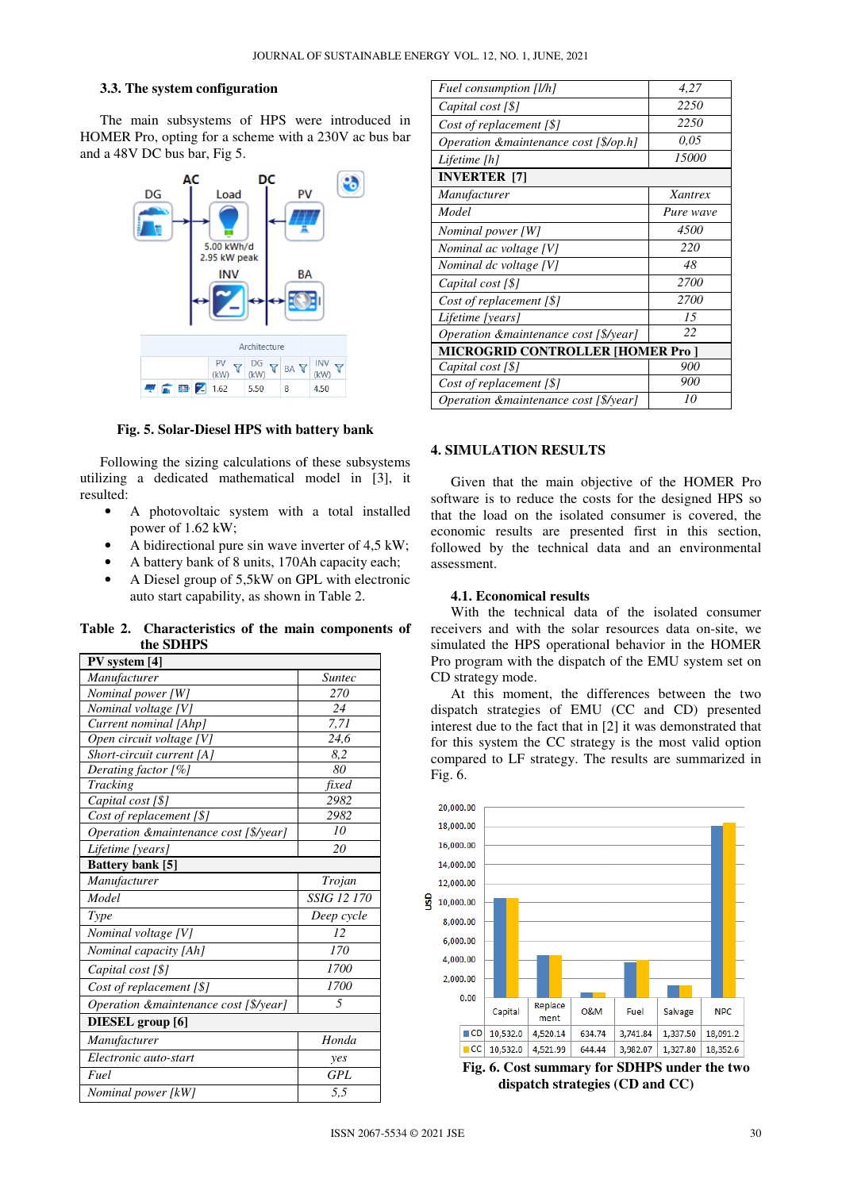### 3.3. The system configuration

The main subsystems of HPS were introduced in HOMER Pro, opting for a scheme with a 230V ac bus bar and a 48V DC bus bar, Fig 5.

**Fig. 5. Solar-Diesel HPS with battery bank**

Following the sizing calculations of these subsystems utilizing a dedicated mathematical model in [3], it resulted:

- A photovoltaic system with a total installed power of 1.62 kW;
- A bidirectional pure sin wave inverter of 4,5 kW;
- A battery bank of 8 units, 170Ah capacity each;
- A Diesel group of 5,5kW on GPL with electronic auto start capability, as shown in Table 2.

**Table 2. Characteristics of the main components of the SDHPS**

| **PV system [4]** | |
|---|---|
| *Manufacturer* | *Suntec* |
| *Nominal power [W]* | *270* |
| *Nominal voltage [V]* | *24* |
| *Current nominal [Ahp]* | *7,71* |
| *Open circuit voltage [V]* | *24,6* |
| *Short-circuit current [A]* | *8,2* |
| *Derating factor [%]* | *80* |
| *Tracking* | *fixed* |
| *Capital cost [$]* | *2982* |
| *Cost of replacement [$]* | *2982* |
| *Operation &maintenance cost [$/year]* | *10* |
| *Lifetime [years]* | *20* |
| **Battery bank [5]** | |
| *Manufacturer* | *Trojan* |
| *Model* | *SSIG 12 170* |
| *Type* | *Deep cycle* |
| *Nominal voltage [V]* | *12* |
| *Nominal capacity [Ah]* | *170* |
| *Capital cost [$]* | *1700* |
| *Cost of replacement [$]* | *1700* |
| *Operation &maintenance cost [$/year]* | *5* |
| **DIESEL group [6]** | |
| *Manufacturer* | *Honda* |
| *Electronic auto-start* | *yes* |
| *Fuel* | *GPL* |
| *Nominal power [kW]* | *5,5* |
| *Fuel consumption [l/h]* | *4,27* |
| *Capital cost [$]* | *2250* |
| *Cost of replacement [$]* | *2250* |
| *Operation &maintenance cost [$/op.h]* | *0,05* |
| *Lifetime [h]* | *15000* |
| **INVERTER [7]** | |
| *Manufacturer* | *Xantrex* |
| *Model* | *Pure wave* |
| *Nominal power [W]* | *4500* |
| *Nominal ac voltage [V]* | *220* |
| *Nominal dc voltage [V]* | *48* |
| *Capital cost [$]* | *2700* |
| *Cost of replacement [$]* | *2700* |
| *Lifetime [years]* | *15* |
| *Operation &maintenance cost [$/year]* | *22* |
| **MICROGRID CONTROLLER [HOMER Pro ]** | |
| *Capital cost [$]* | *900* |
| *Cost of replacement [$]* | *900* |
| *Operation &maintenance cost [$/year]* | *10* |

## 4. SIMULATION RESULTS

Given that the main objective of the HOMER Pro software is to reduce the costs for the designed HPS so that the load on the isolated consumer is covered, the economic results are presented first in this section, followed by the technical data and an environmental assessment.

### 4.1. Economical results

With the technical data of the isolated consumer receivers and with the solar resources data on-site, we simulated the HPS operational behavior in the HOMER Pro program with the dispatch of the EMU system set on CD strategy mode.

At this moment, the differences between the two dispatch strategies of EMU (CC and CD) presented interest due to the fact that in [2] it was demonstrated that for this system the CC strategy is the most valid option compared to LF strategy. The results are summarized in Fig. 6.

| | Capital | Replacement | O&M | Fuel | Salvage | NPC |
|---|---|---|---|---|---|---|
| CD | 10,532.0 | 4,520.14 | 634.74 | 3,741.84 | 1,337.50 | 18,091.2 |
| CC | 10,532.0 | 4,521.99 | 644.44 | 3,982.07 | 1,327.80 | 18,352.6 |

**Fig. 6. Cost summary for SDHPS under the two dispatch strategies (CD and CC)**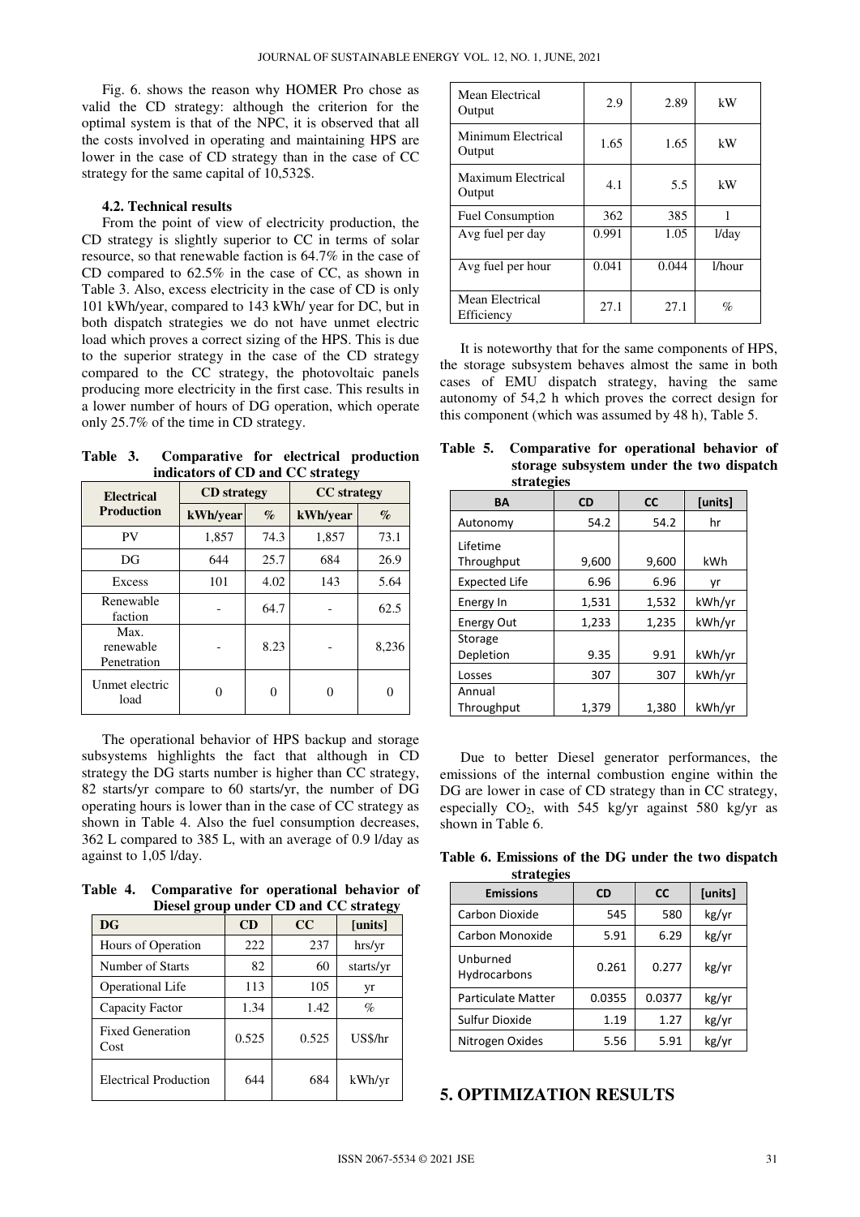Fig. 6. shows the reason why HOMER Pro chose as valid the CD strategy: although the criterion for the optimal system is that of the NPC, it is observed that all the costs involved in operating and maintaining HPS are lower in the case of CD strategy than in the case of CC strategy for the same capital of 10,532$.

### 4.2. Technical results

From the point of view of electricity production, the CD strategy is slightly superior to CC in terms of solar resource, so that renewable faction is 64.7% in the case of CD compared to 62.5% in the case of CC, as shown in Table 3. Also, excess electricity in the case of CD is only 101 kWh/year, compared to 143 kWh/ year for DC, but in both dispatch strategies we do not have unmet electric load which proves a correct sizing of the HPS. This is due to the superior strategy in the case of the CD strategy compared to the CC strategy, the photovoltaic panels producing more electricity in the first case. This results in a lower number of hours of DG operation, which operate only 25.7% of the time in CD strategy.

**Table 3. Comparative for electrical production indicators of CD and CC strategy**

| Electrical Production | CD strategy | | CC strategy | |
|---|---|---|---|---|
| | kWh/year | % | kWh/year | % |
| PV | 1,857 | 74.3 | 1,857 | 73.1 |
| DG | 644 | 25.7 | 684 | 26.9 |
| Excess | 101 | 4.02 | 143 | 5.64 |
| Renewable faction | - | 64.7 | - | 62.5 |
| Max. renewable Penetration | - | 8.23 | - | 8,236 |
| Unmet electric load | 0 | 0 | 0 | 0 |

The operational behavior of HPS backup and storage subsystems highlights the fact that although in CD strategy the DG starts number is higher than CC strategy, 82 starts/yr compare to 60 starts/yr, the number of DG operating hours is lower than in the case of CC strategy as shown in Table 4. Also the fuel consumption decreases, 362 L compared to 385 L, with an average of 0.9 l/day as against to 1,05 l/day.

**Table 4. Comparative for operational behavior of Diesel group under CD and CC strategy**

| DG | CD | CC | [units] |
|---|---|---|---|
| Hours of Operation | 222 | 237 | hrs/yr |
| Number of Starts | 82 | 60 | starts/yr |
| Operational Life | 113 | 105 | yr |
| Capacity Factor | 1.34 | 1.42 | % |
| Fixed Generation Cost | 0.525 | 0.525 | US$/hr |
| Electrical Production | 644 | 684 | kWh/yr |
| Mean Electrical Output | 2.9 | 2.89 | kW |
| Minimum Electrical Output | 1.65 | 1.65 | kW |
| Maximum Electrical Output | 4.1 | 5.5 | kW |
| Fuel Consumption | 362 | 385 | l |
| Avg fuel per day | 0.991 | 1.05 | l/day |
| Avg fuel per hour | 0.041 | 0.044 | l/hour |
| Mean Electrical Efficiency | 27.1 | 27.1 | % |

It is noteworthy that for the same components of HPS, the storage subsystem behaves almost the same in both cases of EMU dispatch strategy, having the same autonomy of 54,2 h which proves the correct design for this component (which was assumed by 48 h), Table 5.

**Table 5. Comparative for operational behavior of storage subsystem under the two dispatch strategies**

| BA | CD | CC | [units] |
|---|---|---|---|
| Autonomy | 54.2 | 54.2 | hr |
| Lifetime Throughput | 9,600 | 9,600 | kWh |
| Expected Life | 6.96 | 6.96 | yr |
| Energy In | 1,531 | 1,532 | kWh/yr |
| Energy Out | 1,233 | 1,235 | kWh/yr |
| Storage Depletion | 9.35 | 9.91 | kWh/yr |
| Losses | 307 | 307 | kWh/yr |
| Annual Throughput | 1,379 | 1,380 | kWh/yr |

Due to better Diesel generator performances, the emissions of the internal combustion engine within the DG are lower in case of CD strategy than in CC strategy, especially $CO_2$, with 545 kg/yr against 580 kg/yr as shown in Table 6.

**Table 6. Emissions of the DG under the two dispatch strategies**

| Emissions | CD | CC | [units] |
|---|---|---|---|
| Carbon Dioxide | 545 | 580 | kg/yr |
| Carbon Monoxide | 5.91 | 6.29 | kg/yr |
| Unburned Hydrocarbons | 0.261 | 0.277 | kg/yr |
| Particulate Matter | 0.0355 | 0.0377 | kg/yr |
| Sulfur Dioxide | 1.19 | 1.27 | kg/yr |
| Nitrogen Oxides | 5.56 | 5.91 | kg/yr |

## 5. OPTIMIZATION RESULTS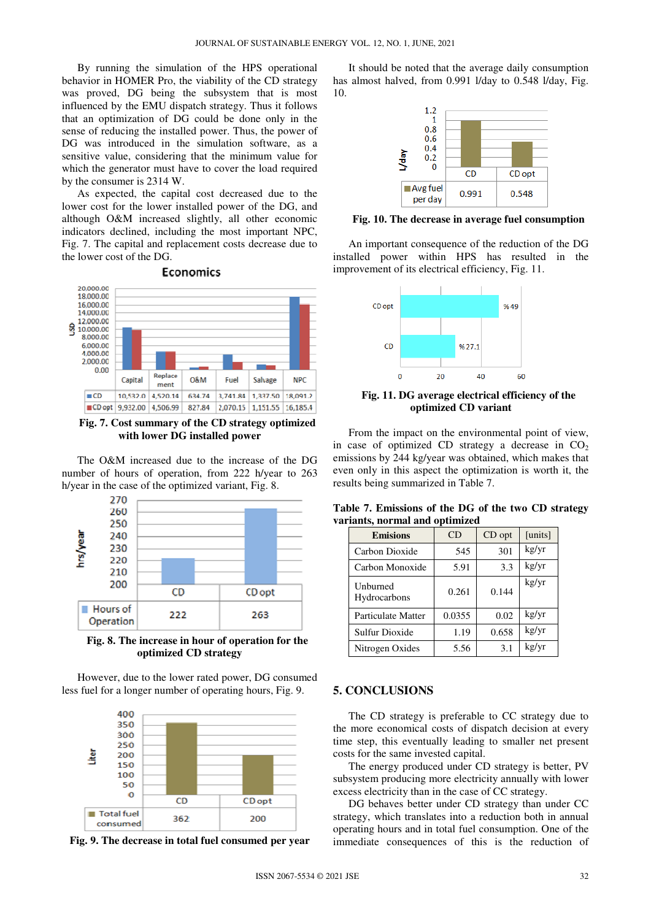By running the simulation of the HPS operational behavior in HOMER Pro, the viability of the CD strategy was proved, DG being the subsystem that is most influenced by the EMU dispatch strategy. Thus it follows that an optimization of DG could be done only in the sense of reducing the installed power. Thus, the power of DG was introduced in the simulation software, as a sensitive value, considering that the minimum value for which the generator must have to cover the load required by the consumer is 2314 W.

As expected, the capital cost decreased due to the lower cost for the lower installed power of the DG, and although O&M increased slightly, all other economic indicators declined, including the most important NPC, Fig. 7. The capital and replacement costs decrease due to the lower cost of the DG.

|  | Capital | Replacement | O&M | Fuel | Salvage | NPC |
|---|---|---|---|---|---|---|
| CD | 10,532.0 | 4,520.14 | 634.74 | 3,741.84 | 1,337.50 | 18,091.2 |
| CD opt | 9,932.00 | 4,506.99 | 827.84 | 2,070.15 | 1,151.55 | 16,185.4 |

**Fig. 7. Cost summary of the CD strategy optimized with lower DG installed power**

The O&M increased due to the increase of the DG number of hours of operation, from 222 h/year to 263 h/year in the case of the optimized variant, Fig. 8.

|  | CD | CD opt |
|---|---|---|
| Hours of Operation | 222 | 263 |

**Fig. 8. The increase in hour of operation for the optimized CD strategy**

However, due to the lower rated power, DG consumed less fuel for a longer number of operating hours, Fig. 9.

|  | CD | CD opt |
|---|---|---|
| Total fuel consumed | 362 | 200 |

**Fig. 9. The decrease in total fuel consumed per year**

It should be noted that the average daily consumption has almost halved, from 0.991 l/day to 0.548 l/day, Fig. 10.

|  | CD | CD opt |
|---|---|---|
| Avg fuel per day | 0.991 | 0.548 |

**Fig. 10. The decrease in average fuel consumption**

An important consequence of the reduction of the DG installed power within HPS has resulted in the improvement of its electrical efficiency, Fig. 11.

| | Efficiency |
|---|---|
| CD opt | % 49 |
| CD | % 27.1 |

**Fig. 11. DG average electrical efficiency of the optimized CD variant**

From the impact on the environmental point of view, in case of optimized CD strategy a decrease in $CO_2$ emissions by 244 kg/year was obtained, which makes that even only in this aspect the optimization is worth it, the results being summarized in Table 7.

**Table 7. Emissions of the DG of the two CD strategy variants, normal and optimized**

| Emissions | CD | CD opt | [units] |
|---|---|---|---|
| Carbon Dioxide | 545 | 301 | kg/yr |
| Carbon Monoxide | 5.91 | 3.3 | kg/yr |
| Unburned Hydrocarbons | 0.261 | 0.144 | kg/yr |
| Particulate Matter | 0.0355 | 0.02 | kg/yr |
| Sulfur Dioxide | 1.19 | 0.658 | kg/yr |
| Nitrogen Oxides | 5.56 | 3.1 | kg/yr |

## 5. CONCLUSIONS

The CD strategy is preferable to CC strategy due to the more economical costs of dispatch decision at every time step, this eventually leading to smaller net present costs for the same invested capital.

The energy produced under CD strategy is better, PV subsystem producing more electricity annually with lower excess electricity than in the case of CC strategy.

DG behaves better under CD strategy than under CC strategy, which translates into a reduction both in annual operating hours and in total fuel consumption. One of the immediate consequences of this is the reduction of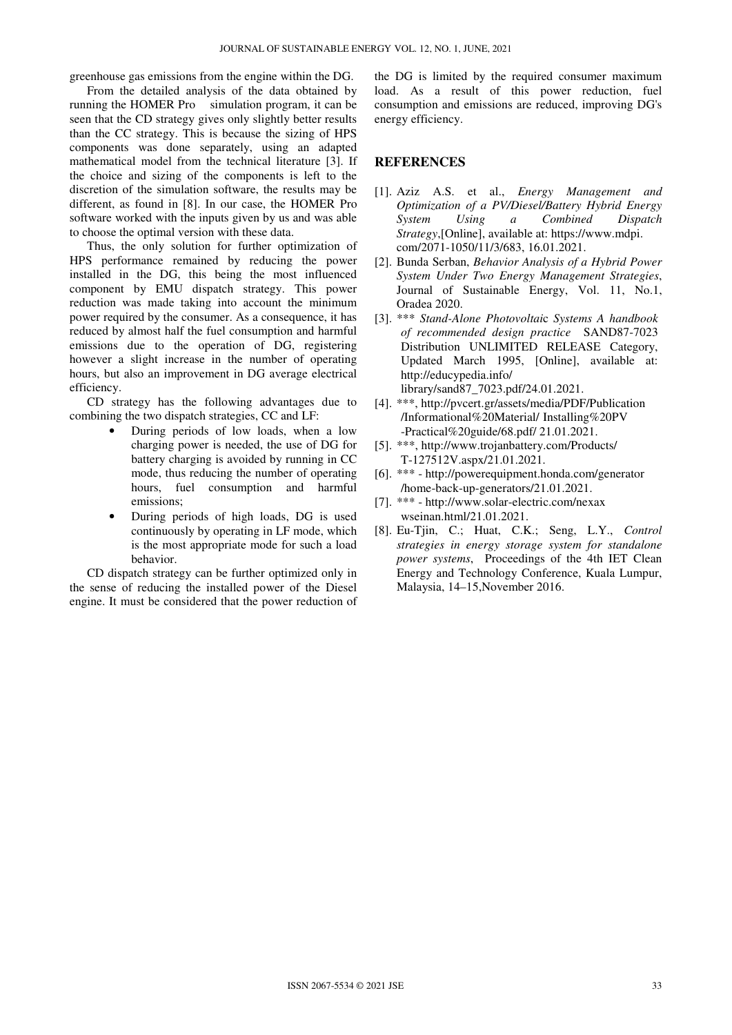greenhouse gas emissions from the engine within the DG.

From the detailed analysis of the data obtained by running the HOMER Pro simulation program, it can be seen that the CD strategy gives only slightly better results than the CC strategy. This is because the sizing of HPS components was done separately, using an adapted mathematical model from the technical literature [3]. If the choice and sizing of the components is left to the discretion of the simulation software, the results may be different, as found in [8]. In our case, the HOMER Pro software worked with the inputs given by us and was able to choose the optimal version with these data.

Thus, the only solution for further optimization of HPS performance remained by reducing the power installed in the DG, this being the most influenced component by EMU dispatch strategy. This power reduction was made taking into account the minimum power required by the consumer. As a consequence, it has reduced by almost half the fuel consumption and harmful emissions due to the operation of DG, registering however a slight increase in the number of operating hours, but also an improvement in DG average electrical efficiency.

CD strategy has the following advantages due to combining the two dispatch strategies, CC and LF:

- During periods of low loads, when a low charging power is needed, the use of DG for battery charging is avoided by running in CC mode, thus reducing the number of operating hours, fuel consumption and harmful emissions;
- During periods of high loads, DG is used continuously by operating in LF mode, which is the most appropriate mode for such a load behavior.

CD dispatch strategy can be further optimized only in the sense of reducing the installed power of the Diesel engine. It must be considered that the power reduction of the DG is limited by the required consumer maximum load. As a result of this power reduction, fuel consumption and emissions are reduced, improving DG's energy efficiency.

## REFERENCES

[1]. Aziz A.S. et al., *Energy Management and Optimization of a PV/Diesel/Battery Hybrid Energy System Using a Combined Dispatch Strategy*,[Online], available at: https://www.mdpi.com/2071-1050/11/3/683, 16.01.2021.

[2]. Bunda Serban, *Behavior Analysis of a Hybrid Power System Under Two Energy Management Strategies*, Journal of Sustainable Energy, Vol. 11, No.1, Oradea 2020.

[3]. *** *Stand-Alone Photovoltaic Systems A handbook of recommended design practice* SAND87-7023 Distribution UNLIMITED RELEASE Category, Updated March 1995, [Online], available at: http://educypedia.info/library/sand87_7023.pdf/24.01.2021.

[4]. ***, http://pvcert.gr/assets/media/PDF/Publication/Informational%20Material/ Installing%20PV-Practical%20guide/68.pdf/ 21.01.2021.

[5]. ***, http://www.trojanbattery.com/Products/T-127512V.aspx/21.01.2021.

[6]. *** - http://powerequipment.honda.com/generator/home-back-up-generators/21.01.2021.

[7]. *** - http://www.solar-electric.com/nexaxwseinan.html/21.01.2021.

[8]. Eu-Tjin, C.; Huat, C.K.; Seng, L.Y., *Control strategies in energy storage system for standalone power systems*, Proceedings of the 4th IET Clean Energy and Technology Conference, Kuala Lumpur, Malaysia, 14–15,November 2016.